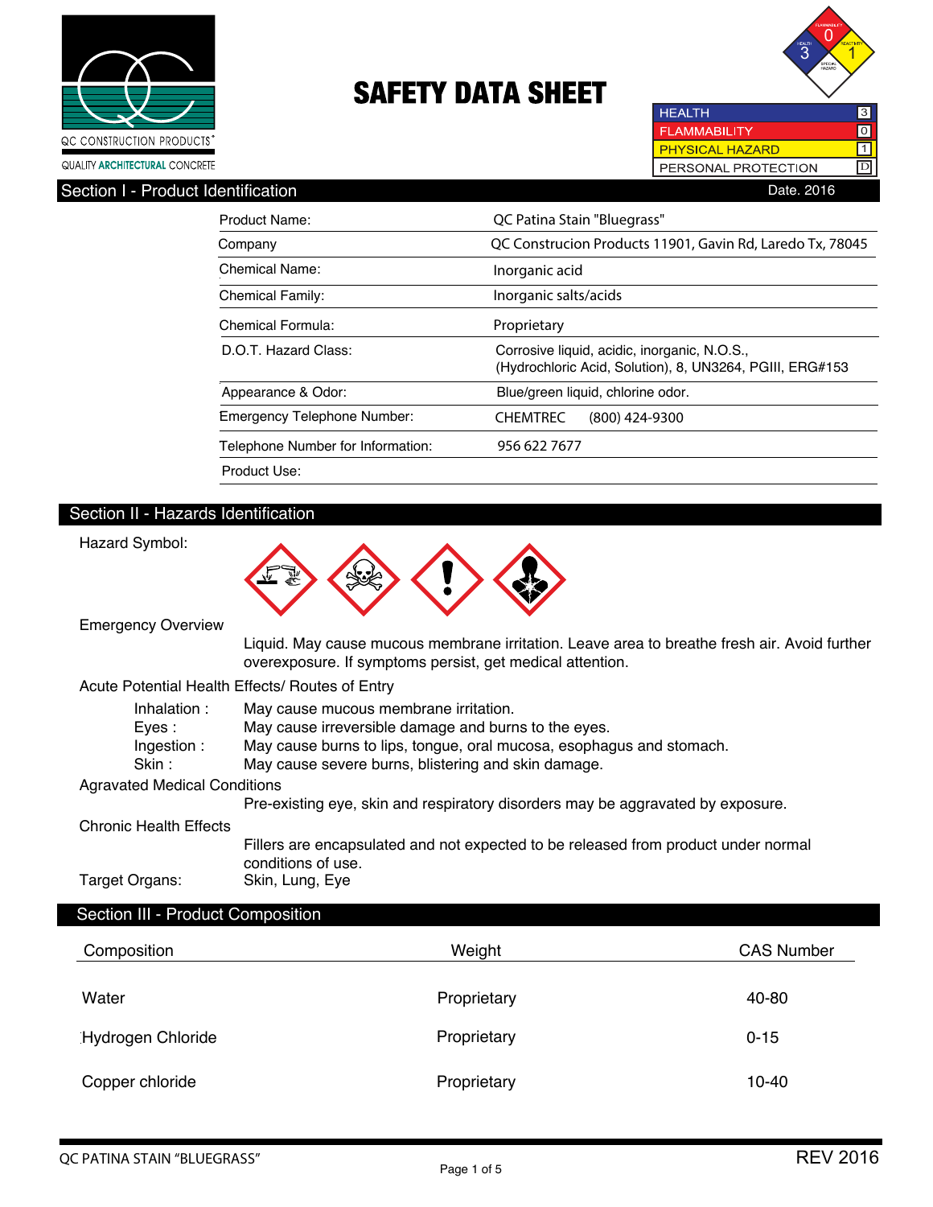QC CONSTRUCTION PRODUCTS®

QUALITY ARCHITECTURAL CONCRETE

# SAFETY DATA SHEET

| | |
|---|---|
| HEALTH | 3 |
| FLAMMABILITY | 0 |
| PHYSICAL HAZARD | 1 |
| PERSONAL PROTECTION | D |

## Section I - Product Identification

Date. 2016

| | |
|---|---|
| Product Name: | QC Patina Stain "Bluegrass" |
| Company | QC Construcion Products 11901, Gavin Rd, Laredo Tx, 78045 |
| Chemical Name: | Inorganic acid |
| Chemical Family: | Inorganic salts/acids |
| Chemical Formula: | Proprietary |
| D.O.T. Hazard Class: | Corrosive liquid, acidic, inorganic, N.O.S., (Hydrochloric Acid, Solution), 8, UN3264, PGIII, ERG#153 |
| Appearance & Odor: | Blue/green liquid, chlorine odor. |
| Emergency Telephone Number: | CHEMTREC (800) 424-9300 |
| Telephone Number for Information: | 956 622 7677 |
| Product Use: | |

## Section II - Hazards Identification

Hazard Symbol:

**Emergency Overview**

Liquid. May cause mucous membrane irritation. Leave area to breathe fresh air. Avoid further overexposure. If symptoms persist, get medical attention.

**Acute Potential Health Effects/ Routes of Entry**

- Inhalation : May cause mucous membrane irritation.
- Eyes : May cause irreversible damage and burns to the eyes.
- Ingestion : May cause burns to lips, tongue, oral mucosa, esophagus and stomach.
- Skin : May cause severe burns, blistering and skin damage.

**Agravated Medical Conditions**

Pre-existing eye, skin and respiratory disorders may be aggravated by exposure.

**Chronic Health Effects**

Fillers are encapsulated and not expected to be released from product under normal conditions of use.

Target Organs: Skin, Lung, Eye

## Section III - Product Composition

| Composition | Weight | CAS Number |
|---|---|---|
| Water | Proprietary | 40-80 |
| Hydrogen Chloride | Proprietary | 0-15 |
| Copper chloride | Proprietary | 10-40 |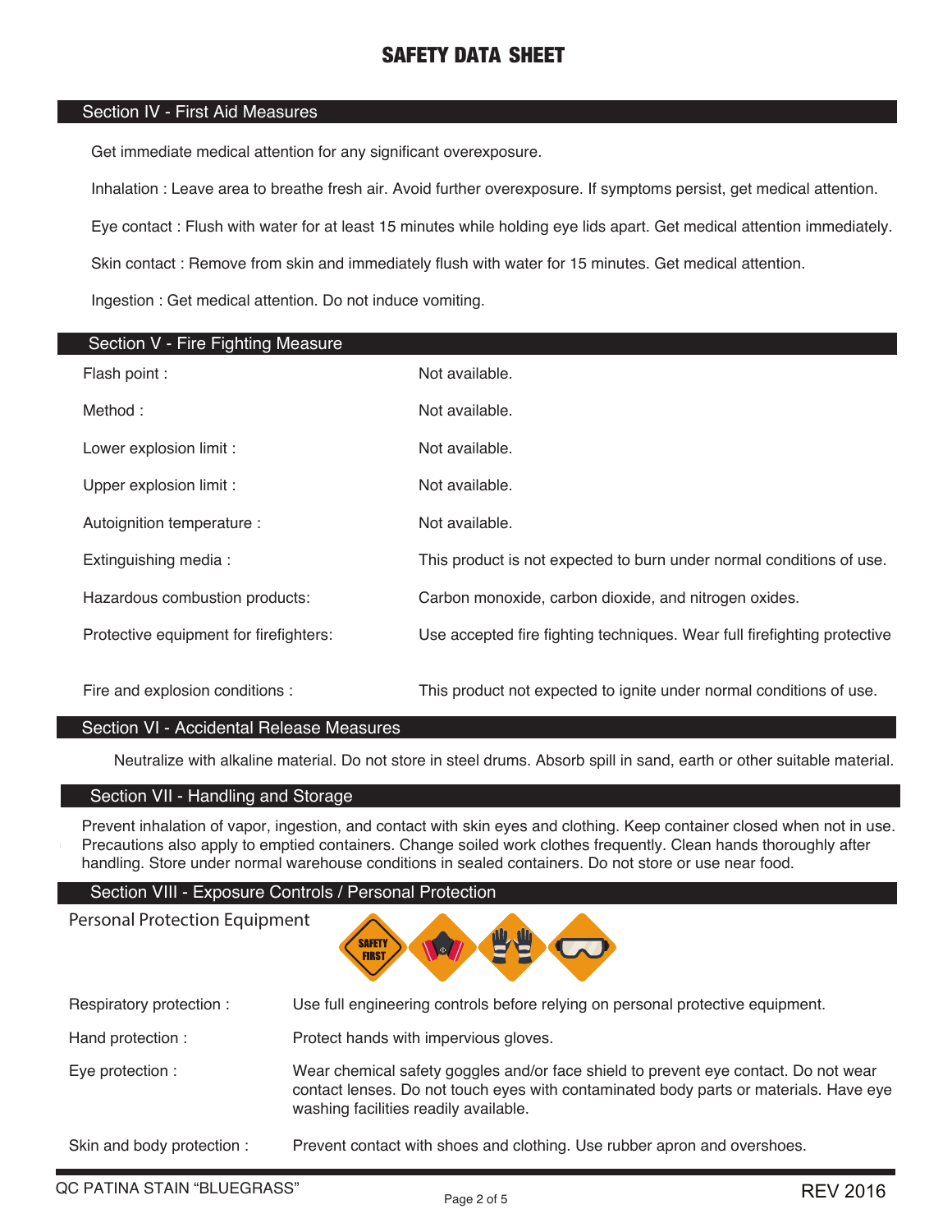# SAFETY DATA SHEET

## Section IV - First Aid Measures

Get immediate medical attention for any significant overexposure.

Inhalation : Leave area to breathe fresh air. Avoid further overexposure. If symptoms persist, get medical attention.

Eye contact : Flush with water for at least 15 minutes while holding eye lids apart. Get medical attention immediately.

Skin contact : Remove from skin and immediately flush with water for 15 minutes. Get medical attention.

Ingestion : Get medical attention. Do not induce vomiting.

## Section V - Fire Fighting Measure

| | |
|---|---|
| Flash point : | Not available. |
| Method : | Not available. |
| Lower explosion limit : | Not available. |
| Upper explosion limit : | Not available. |
| Autoignition temperature : | Not available. |
| Extinguishing media : | This product is not expected to burn under normal conditions of use. |
| Hazardous combustion products: | Carbon monoxide, carbon dioxide, and nitrogen oxides. |
| Protective equipment for firefighters: | Use accepted fire fighting techniques. Wear full firefighting protective |
| Fire and explosion conditions : | This product not expected to ignite under normal conditions of use. |

## Section VI - Accidental Release Measures

Neutralize with alkaline material. Do not store in steel drums. Absorb spill in sand, earth or other suitable material.

## Section VII - Handling and Storage

Prevent inhalation of vapor, ingestion, and contact with skin eyes and clothing. Keep container closed when not in use. Precautions also apply to emptied containers. Change soiled work clothes frequently. Clean hands thoroughly after handling. Store under normal warehouse conditions in sealed containers. Do not store or use near food.

## Section VIII - Exposure Controls / Personal Protection

Personal Protection Equipment

| | |
|---|---|
| Respiratory protection : | Use full engineering controls before relying on personal protective equipment. |
| Hand protection : | Protect hands with impervious gloves. |
| Eye protection : | Wear chemical safety goggles and/or face shield to prevent eye contact. Do not wear contact lenses. Do not touch eyes with contaminated body parts or materials. Have eye washing facilities readily available. |
| Skin and body protection : | Prevent contact with shoes and clothing. Use rubber apron and overshoes. |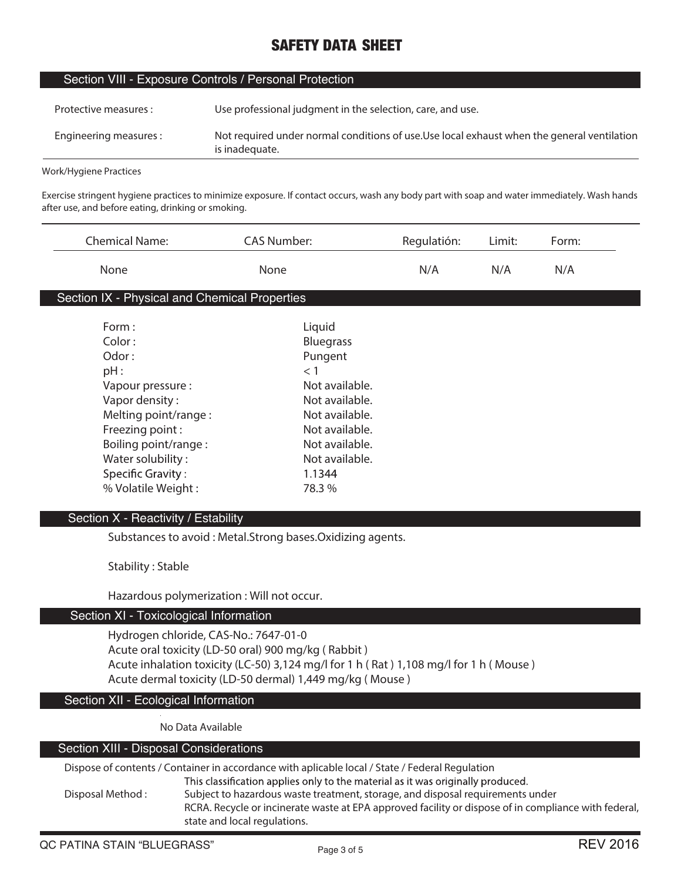# SAFETY DATA SHEET

## Section VIII - Exposure Controls / Personal Protection

| | |
|---|---|
| Protective measures : | Use professional judgment in the selection, care, and use. |
| Engineering measures : | Not required under normal conditions of use.Use local exhaust when the general ventilation is inadequate. |

Work/Hygiene Practices

Exercise stringent hygiene practices to minimize exposure. If contact occurs, wash any body part with soap and water immediately. Wash hands after use, and before eating, drinking or smoking.

| Chemical Name: | CAS Number: | Regulatión: | Limit: | Form: |
|---|---|---|---|---|
| None | None | N/A | N/A | N/A |

## Section IX - Physical and Chemical Properties

| | |
|---|---|
| Form : | Liquid |
| Color : | Bluegrass |
| Odor : | Pungent |
| pH : | < 1 |
| Vapour pressure : | Not available. |
| Vapor density : | Not available. |
| Melting point/range : | Not available. |
| Freezing point : | Not available. |
| Boiling point/range : | Not available. |
| Water solubility : | Not available. |
| Specific Gravity : | 1.1344 |
| % Volatile Weight : | 78.3 % |

## Section X - Reactivity / Estability

Substances to avoid : Metal.Strong bases.Oxidizing agents.

Stability : Stable

Hazardous polymerization : Will not occur.

## Section XI - Toxicological Information

Hydrogen chloride, CAS-No.: 7647-01-0
Acute oral toxicity (LD-50 oral) 900 mg/kg ( Rabbit )
Acute inhalation toxicity (LC-50) 3,124 mg/l for 1 h ( Rat ) 1,108 mg/l for 1 h ( Mouse )
Acute dermal toxicity (LD-50 dermal) 1,449 mg/kg ( Mouse )

## Section XII - Ecological Information

No Data Available

## Section XIII - Disposal Considerations

Dispose of contents / Container in accordance with aplicable local / State / Federal Regulation

This classification applies only to the material as it was originally produced.

Disposal Method : Subject to hazardous waste treatment, storage, and disposal requirements under RCRA. Recycle or incinerate waste at EPA approved facility or dispose of in compliance with federal, state and local regulations.

QC PATINA STAIN "BLUEGRASS" REV 2016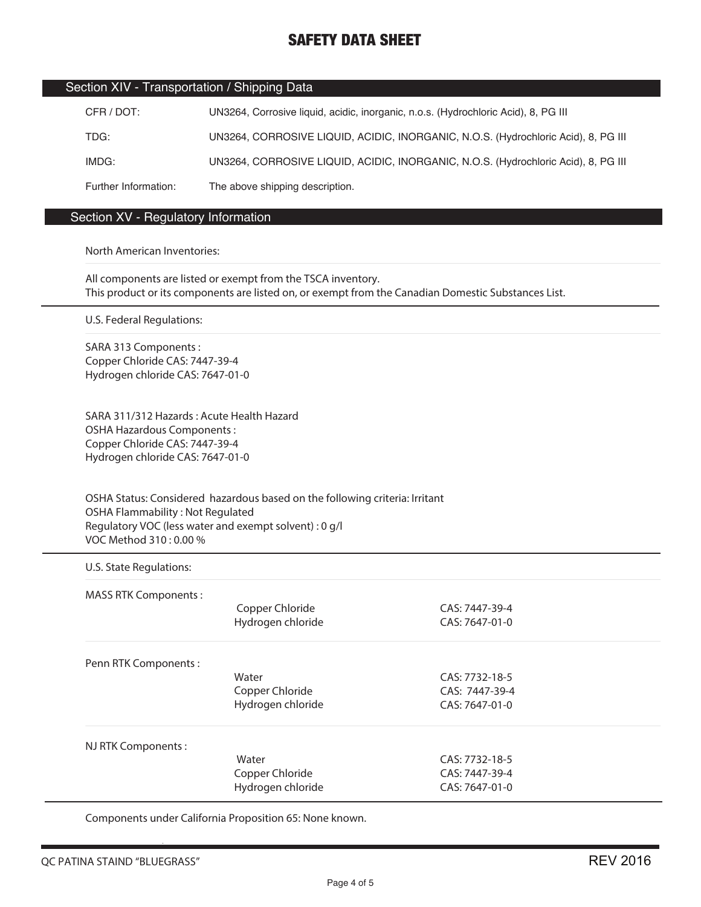# SAFETY DATA SHEET

## Section XIV - Transportation / Shipping Data

| | |
|---|---|
| CFR / DOT: | UN3264, Corrosive liquid, acidic, inorganic, n.o.s. (Hydrochloric Acid), 8, PG III |
| TDG: | UN3264, CORROSIVE LIQUID, ACIDIC, INORGANIC, N.O.S. (Hydrochloric Acid), 8, PG III |
| IMDG: | UN3264, CORROSIVE LIQUID, ACIDIC, INORGANIC, N.O.S. (Hydrochloric Acid), 8, PG III |
| Further Information: | The above shipping description. |

## Section XV - Regulatory Information

North American Inventories:

All components are listed or exempt from the TSCA inventory.
This product or its components are listed on, or exempt from the Canadian Domestic Substances List.

U.S. Federal Regulations:

SARA 313 Components :
Copper Chloride CAS: 7447-39-4
Hydrogen chloride CAS: 7647-01-0

SARA 311/312 Hazards : Acute Health Hazard
OSHA Hazardous Components :
Copper Chloride CAS: 7447-39-4
Hydrogen chloride CAS: 7647-01-0

OSHA Status: Considered hazardous based on the following criteria: Irritant
OSHA Flammability : Not Regulated
Regulatory VOC (less water and exempt solvent) : 0 g/l
VOC Method 310 : 0.00 %

U.S. State Regulations:

| | | |
|---|---|---|
| MASS RTK Components : | Copper Chloride | CAS: 7447-39-4 |
| | Hydrogen chloride | CAS: 7647-01-0 |
| Penn RTK Components : | Water | CAS: 7732-18-5 |
| | Copper Chloride | CAS: 7447-39-4 |
| | Hydrogen chloride | CAS: 7647-01-0 |
| NJ RTK Components : | Water | CAS: 7732-18-5 |
| | Copper Chloride | CAS: 7447-39-4 |
| | Hydrogen chloride | CAS: 7647-01-0 |

Components under California Proposition 65: None known.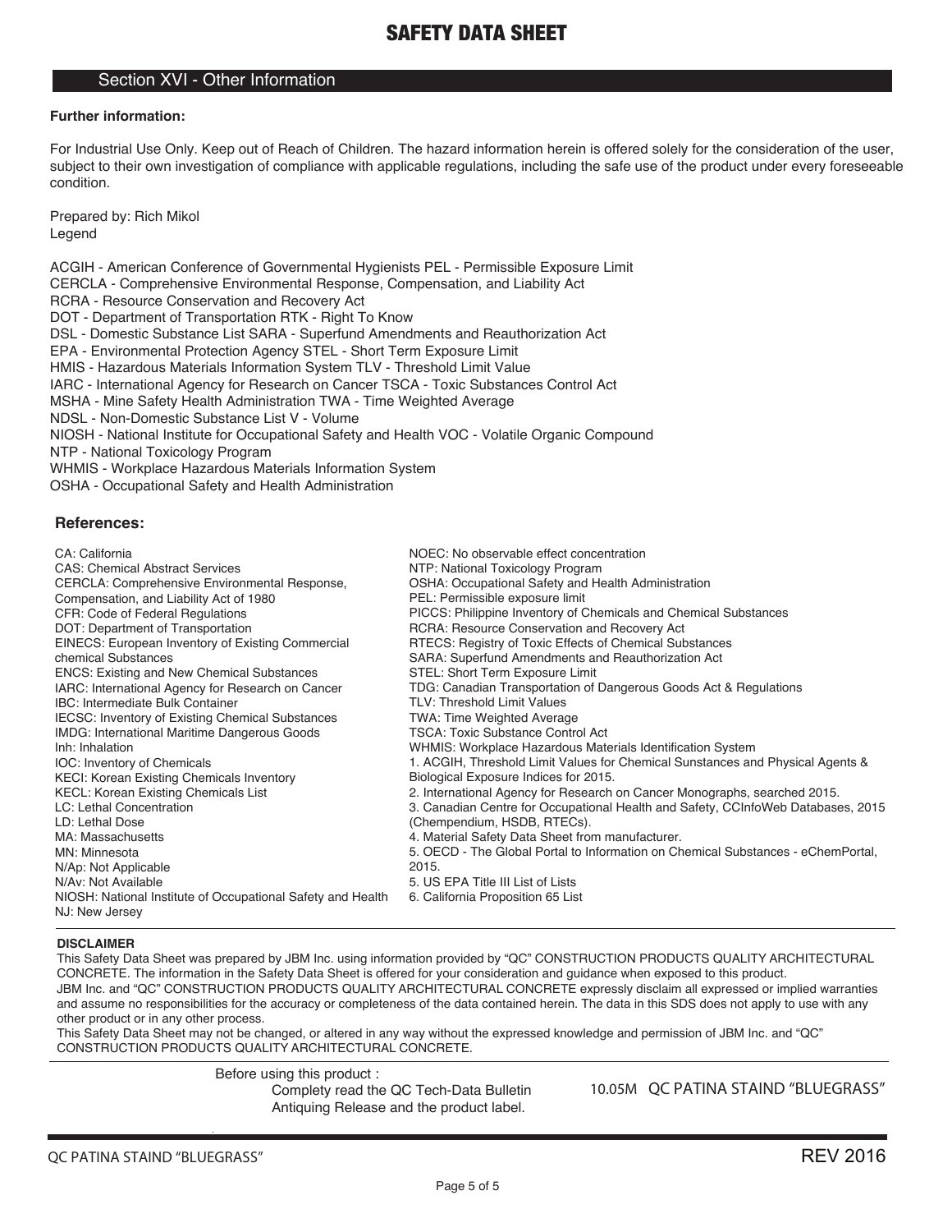# SAFETY DATA SHEET

## Section XVI - Other Information

**Further information:**

For Industrial Use Only. Keep out of Reach of Children. The hazard information herein is offered solely for the consideration of the user, subject to their own investigation of compliance with applicable regulations, including the safe use of the product under every foreseeable condition.

Prepared by: Rich Mikol
Legend

ACGIH - American Conference of Governmental Hygienists PEL - Permissible Exposure Limit
CERCLA - Comprehensive Environmental Response, Compensation, and Liability Act
RCRA - Resource Conservation and Recovery Act
DOT - Department of Transportation RTK - Right To Know
DSL - Domestic Substance List SARA - Superfund Amendments and Reauthorization Act
EPA - Environmental Protection Agency STEL - Short Term Exposure Limit
HMIS - Hazardous Materials Information System TLV - Threshold Limit Value
IARC - International Agency for Research on Cancer TSCA - Toxic Substances Control Act
MSHA - Mine Safety Health Administration TWA - Time Weighted Average
NDSL - Non-Domestic Substance List V - Volume
NIOSH - National Institute for Occupational Safety and Health VOC - Volatile Organic Compound
NTP - National Toxicology Program
WHMIS - Workplace Hazardous Materials Information System
OSHA - Occupational Safety and Health Administration

### References:

CA: California
CAS: Chemical Abstract Services
CERCLA: Comprehensive Environmental Response, Compensation, and Liability Act of 1980
CFR: Code of Federal Regulations
DOT: Department of Transportation
EINECS: European Inventory of Existing Commercial chemical Substances
ENCS: Existing and New Chemical Substances
IARC: International Agency for Research on Cancer
IBC: Intermediate Bulk Container
IECSC: Inventory of Existing Chemical Substances
IMDG: International Maritime Dangerous Goods
Inh: Inhalation
IOC: Inventory of Chemicals
KECI: Korean Existing Chemicals Inventory
KECL: Korean Existing Chemicals List
LC: Lethal Concentration
LD: Lethal Dose
MA: Massachusetts
MN: Minnesota
N/Ap: Not Applicable
N/Av: Not Available
NIOSH: National Institute of Occupational Safety and Health
NJ: New Jersey
NOEC: No observable effect concentration
NTP: National Toxicology Program
OSHA: Occupational Safety and Health Administration
PEL: Permissible exposure limit
PICCS: Philippine Inventory of Chemicals and Chemical Substances
RCRA: Resource Conservation and Recovery Act
RTECS: Registry of Toxic Effects of Chemical Substances
SARA: Superfund Amendments and Reauthorization Act
STEL: Short Term Exposure Limit
TDG: Canadian Transportation of Dangerous Goods Act & Regulations
TLV: Threshold Limit Values
TWA: Time Weighted Average
TSCA: Toxic Substance Control Act
WHMIS: Workplace Hazardous Materials Identification System

1. ACGIH, Threshold Limit Values for Chemical Sunstances and Physical Agents & Biological Exposure Indices for 2015.
2. International Agency for Research on Cancer Monographs, searched 2015.
3. Canadian Centre for Occupational Health and Safety, CCInfoWeb Databases, 2015 (Chempendium, HSDB, RTECs).
4. Material Safety Data Sheet from manufacturer.
5. OECD - The Global Portal to Information on Chemical Substances - eChemPortal, 2015.
5. US EPA Title III List of Lists
6. California Proposition 65 List

**DISCLAIMER**

This Safety Data Sheet was prepared by JBM Inc. using information provided by "QC" CONSTRUCTION PRODUCTS QUALITY ARCHITECTURAL CONCRETE. The information in the Safety Data Sheet is offered for your consideration and guidance when exposed to this product.
JBM Inc. and "QC" CONSTRUCTION PRODUCTS QUALITY ARCHITECTURAL CONCRETE expressly disclaim all expressed or implied warranties and assume no responsibilities for the accuracy or completeness of the data contained herein. The data in this SDS does not apply to use with any other product or in any other process.
This Safety Data Sheet may not be changed, or altered in any way without the expressed knowledge and permission of JBM Inc. and "QC" CONSTRUCTION PRODUCTS QUALITY ARCHITECTURAL CONCRETE.

Before using this product :
Complety read the QC Tech-Data Bulletin
Antiquing Release and the product label.

10.05M QC PATINA STAIND "BLUEGRASS"

QC PATINA STAIND "BLUEGRASS" REV 2016